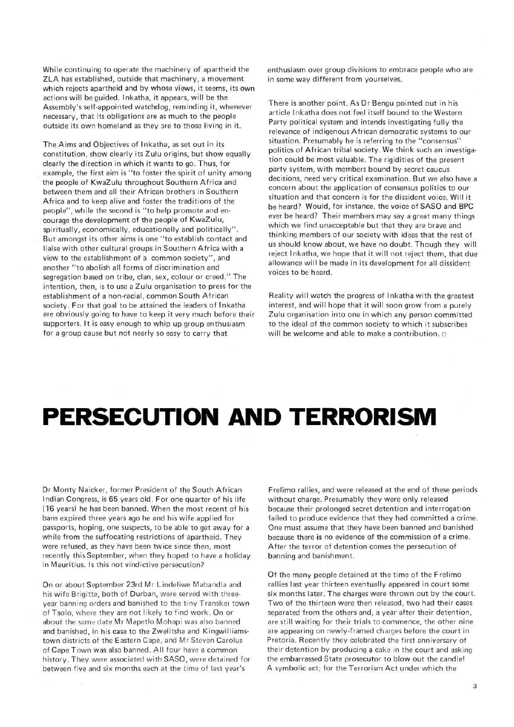While continuing to operate the machinery of apartheid the ZLA has established, outside that machinery, a movement which rejects apartheid and by whose views, it seems, its own actions will be guided. Inkatha, it appears, will be the Assembly's self-appointed watchdog, reminding it, whenever necessary, that its obligations are as much to the people outside its own homeland as they are to those living in it.

The Aims and Objectives of Inkatha, as set out in its constitution, show clearly its Zulu origins, but show equally clearly the direction in which it wants to go. Thus, for example, the first aim is "to foster the spirit of unity among the people of KwaZulu throughout Southern Africa and between them and all their African brothers in Southern Africa and to keep alive and foster the traditions of the people", while the second is "to help promote and encourage the development of the people of KwaZulu, spiritually, economically, educationally and politically". But amongst its other aims is one "to establish contact and liaise with other cultural groups in Southern Africa with a view to the establishment of a common society", and another "to abolish all forms of discrimination and segregation based on tribe, clan, sex, colour or creed." The intention, then, is to use a Zulu organisation to press for the establishment of a non-racial, common South African society. For that goal to be attained the leaders of Inkatha are obviously going to have to keep it very much before their supporters. It is easy enough to whip up group enthusiasm for a group cause but not nearly so easy to carry that enthusiasm over group divisions to embrace people who are in some way different from yourselves.

There is another point. As Dr Bengu pointed out in his article Inkatha does not feel itself bound to the Western Party political system and intends investigating fully the relevance of indigenous African democratic systems to our situation. Presumably he is referring to the "consensus" politics of African tribal society. We think such an investigation could be most valuable. The rigidities of the present party system, with members bound by secret caucus decisions, need very critical examination. But we also have a concern about the application of consensus politics to our situation and that concern is for the dissident voice. Will it be heard? Would, for instance, the voice of SASO and BPC ever be heard? Their members may say a great many things which we find unacceptable but that they are brave and thinking members of our society with ideas that the rest of us should know about, we have no doubt. Though they will reject Inkatha, we hope that it will not reject them, that due allowance will be made in its development for all dissident voices to be heard.

Reality will watch the progress of Inkatha with the greatest interest, and will hope that it will soon grow from a purely Zulu organisation into one in which any person committed to the ideal of the common society to which it subscribes will be welcome and able to make a contribution. □

# PERSECUTION AND TERRORISM

Dr Monty Naicker, former President of the South African Indian Congress, is 65 years old. For one quarter of his life (16 years) he has been banned. When the most recent of his bans expired three years ago he and his wife applied for passports, hoping, one suspects, to be able to get away for a while from the suffocating restrictions of apartheid. They were refused, as they have been twice since then, most recently this September, when they hoped to have a holiday in Mauritius. Is this not vindictive persecution?

On or about September 23rd Mr Lindeliwe Mabandla and his wife Brigitte, both of Durban, were served with three-year banning orders and banished to the tiny Transkei town of Tsolo, where they are not likely to find work. On or about the same date Mr Mapetlo Mohapi was also banned and banished, in his case to the Zwelitsha and Kingwilliamstown districts of the Eastern Cape, and Mr Steven Carolus of Cape Town was also banned. All four have a common history. They were associated with SASO, were detained for between five and six months each at the time of last year's Frelimo rallies, and were released at the end of these periods without charge. Presumably they were only released because their prolonged secret detention and interrogation failed to produce evidence that they had committed a crime. One must assume that they have been banned and banished because there is no evidence of the commission of a crime. After the terror of detention comes the persecution of banning and banishment.

Of the many people detained at the time of the Frelimo rallies last year thirteen eventually appeared in court some six months later. The charges were thrown out by the court. Two of the thirteen were then released, two had their cases separated from the others and, a year after their detention, are still waiting for their trials to commence, the other nine are appearing on newly-framed charges before the court in Pretoria. Recently they celebrated the first anniversary of their detention by producing a cake in the court and asking the embarrassed State prosecutor to blow out the candle! A symbolic act; for the Terrorism Act under which the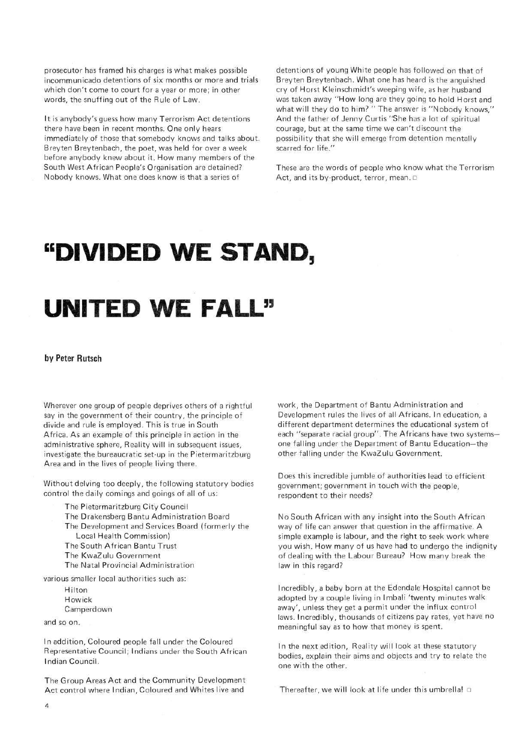prosecutor has framed his charges is what makes possible incommunicado detentions of six months or more and trials which don't come to court for a year or more; in other words, the snuffing out of the Rule of Law.

It is anybody's guess how many Terrorism Act detentions there have been in recent months. One only hears immediately of those that somebody knows and talks about. Breyten Breytenbach, the poet, was held for over a week before anybody knew about it. How many members of the South West African People's Organisation are detained? Nobody knows. What one does know is that a series of detentions of young White people has followed on that of Breyten Breytenbach. What one has heard is the anguished cry of Horst Kleinschmidt's weeping wife, as her husband was taken away "How long are they going to hold Horst and what will they do to him? " The answer is "Nobody knows," And the father of Jenny Curtis "She has a lot of spiritual courage, but at the same time we can't discount the possibility that she will emerge from detention mentally scarred for life."

These are the words of people who know what the Terrorism Act, and its by-product, terror, mean. □

# "DIVIDED WE STAND, UNITED WE FALL"

**by Peter Rutsch**

Wherever one group of people deprives others of a rightful say in the government of their country, the principle of divide and rule is employed. This is true in South Africa. As an example of this principle in action in the administrative sphere, Reality will in subsequent issues, investigate the bureaucratic set-up in the Pietermaritzburg Area and in the lives of people living there.

Without delving too deeply, the following statutory bodies control the daily comings and goings of all of us:

- The Pietermaritzburg City Council
- The Drakensberg Bantu Administration Board
- The Development and Services Board (formerly the Local Health Commission)
- The South African Bantu Trust
- The KwaZulu Government
- The Natal Provincial Administration

various smaller local authorities such as:

- Hilton
- Howick
- Camperdown

and so on.

In addition, Coloured people fall under the Coloured Representative Council; Indians under the South African Indian Council.

The Group Areas Act and the Community Development Act control where Indian, Coloured and Whites live and work, the Department of Bantu Administration and Development rules the lives of all Africans. In education, a different department determines the educational system of each "separate racial group". The Africans have two systems—one falling under the Department of Bantu Education—the other falling under the KwaZulu Government.

Does this incredible jumble of authorities lead to efficient government; government in touch with the people, respondent to their needs?

No South African with any insight into the South African way of life can answer that question in the affirmative. A simple example is labour, and the right to seek work where you wish. How many of us have had to undergo the indignity of dealing with the Labour Bureau? How many break the law in this regard?

Incredibly, a baby born at the Edendale Hospital cannot be adopted by a couple living in Imbali 'twenty minutes walk away', unless they get a permit under the influx control laws. Incredibly, thousands of citizens pay rates, yet have no meaningful say as to how that money is spent.

In the next edition, Reality will look at these statutory bodies, explain their aims and objects and try to relate the one with the other.

Thereafter, we will look at life under this umbrella! □